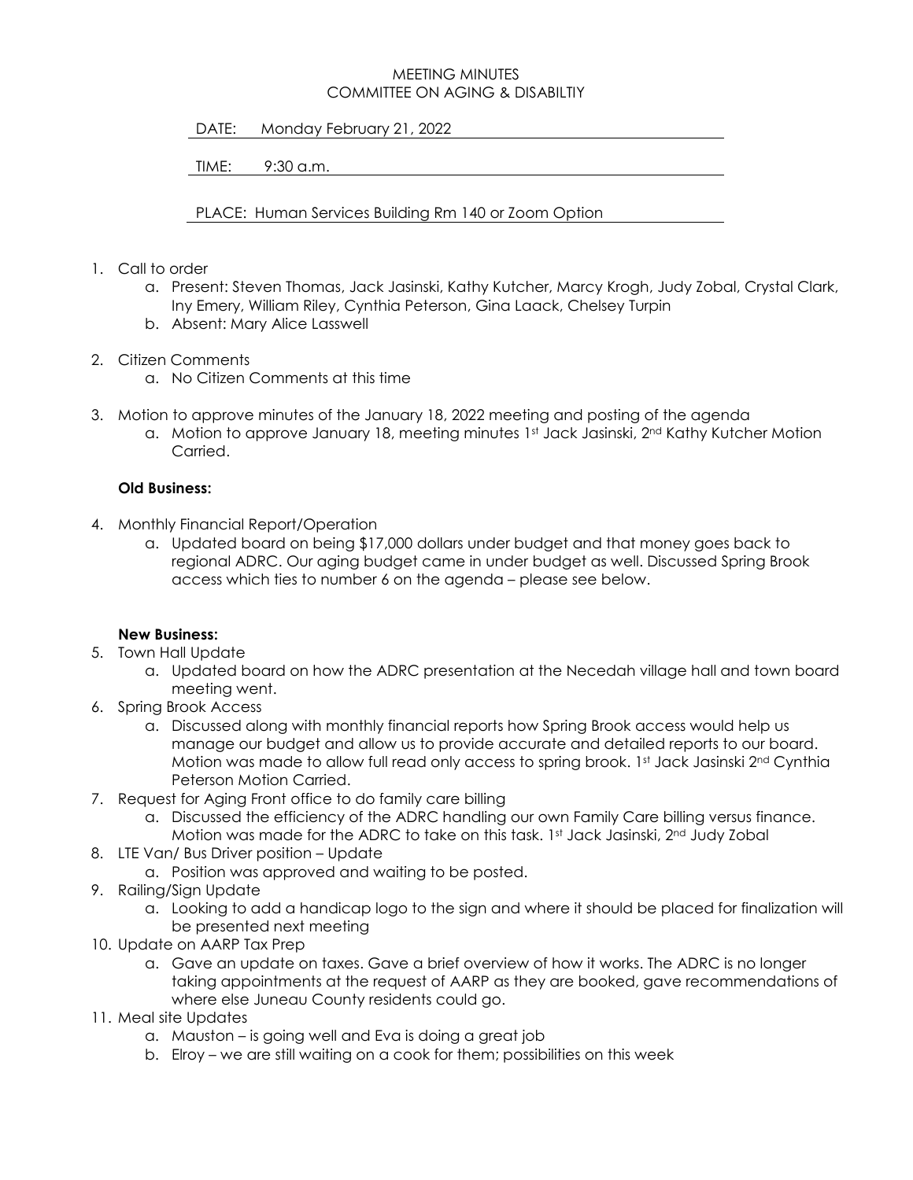MEETING MINUTES
COMMITTEE ON AGING & DISABILTIY

DATE: Monday February 21, 2022

TIME: 9:30 a.m.

PLACE: Human Services Building Rm 140 or Zoom Option

1. Call to order
   a. Present: Steven Thomas, Jack Jasinski, Kathy Kutcher, Marcy Krogh, Judy Zobal, Crystal Clark, Iny Emery, William Riley, Cynthia Peterson, Gina Laack, Chelsey Turpin
   b. Absent: Mary Alice Lasswell
2. Citizen Comments
   a. No Citizen Comments at this time
3. Motion to approve minutes of the January 18, 2022 meeting and posting of the agenda
   a. Motion to approve January 18, meeting minutes 1st Jack Jasinski, 2nd Kathy Kutcher Motion Carried.

**Old Business:**

4. Monthly Financial Report/Operation
   a. Updated board on being $17,000 dollars under budget and that money goes back to regional ADRC. Our aging budget came in under budget as well. Discussed Spring Brook access which ties to number 6 on the agenda – please see below.

**New Business:**

5. Town Hall Update
   a. Updated board on how the ADRC presentation at the Necedah village hall and town board meeting went.
6. Spring Brook Access
   a. Discussed along with monthly financial reports how Spring Brook access would help us manage our budget and allow us to provide accurate and detailed reports to our board. Motion was made to allow full read only access to spring brook. 1st Jack Jasinski 2nd Cynthia Peterson Motion Carried.
7. Request for Aging Front office to do family care billing
   a. Discussed the efficiency of the ADRC handling our own Family Care billing versus finance. Motion was made for the ADRC to take on this task. 1st Jack Jasinski, 2nd Judy Zobal
8. LTE Van/ Bus Driver position – Update
   a. Position was approved and waiting to be posted.
9. Railing/Sign Update
   a. Looking to add a handicap logo to the sign and where it should be placed for finalization will be presented next meeting
10. Update on AARP Tax Prep
    a. Gave an update on taxes. Gave a brief overview of how it works. The ADRC is no longer taking appointments at the request of AARP as they are booked, gave recommendations of where else Juneau County residents could go.
11. Meal site Updates
    a. Mauston – is going well and Eva is doing a great job
    b. Elroy – we are still waiting on a cook for them; possibilities on this week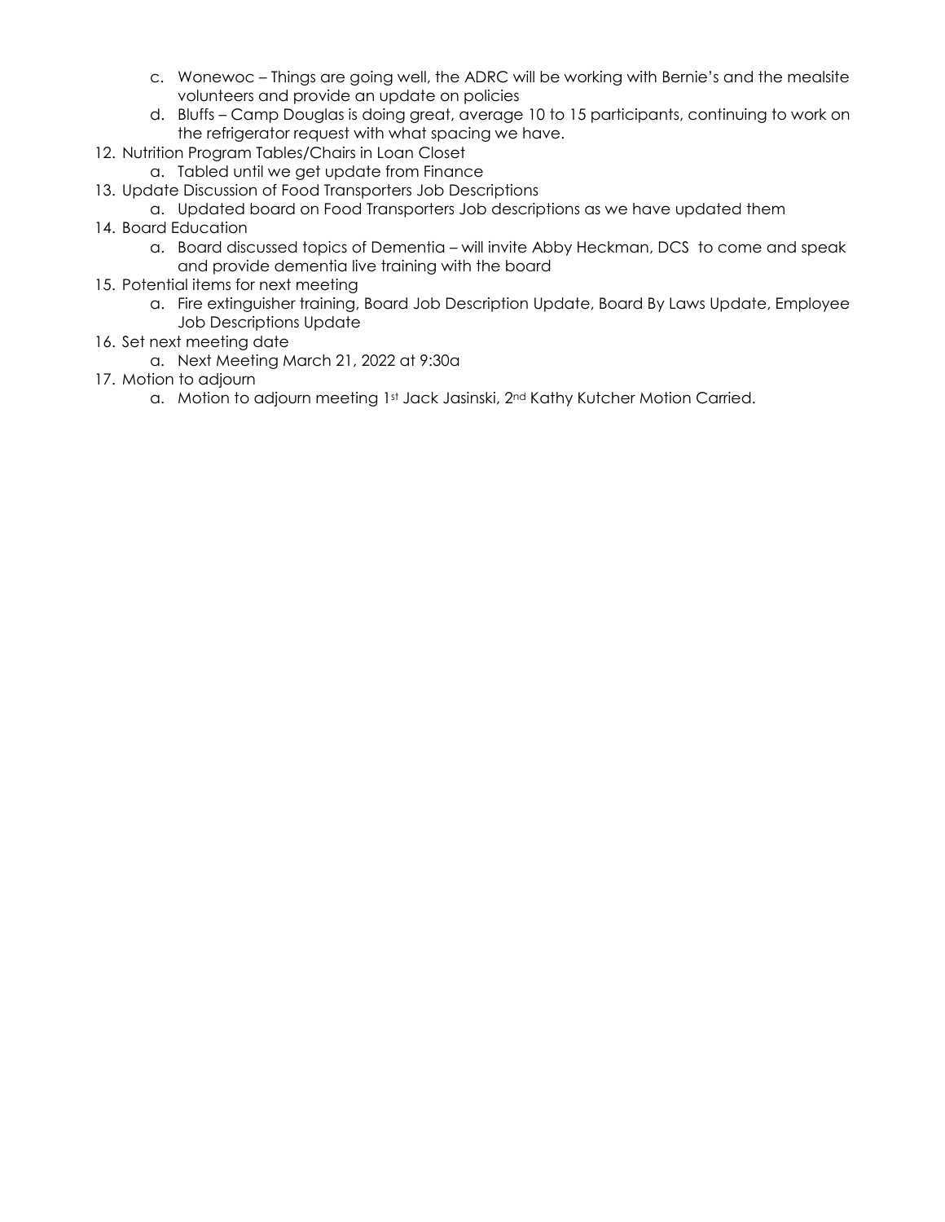c. Wonewoc – Things are going well, the ADRC will be working with Bernie's and the mealsite volunteers and provide an update on policies
d. Bluffs – Camp Douglas is doing great, average 10 to 15 participants, continuing to work on the refrigerator request with what spacing we have.

12. Nutrition Program Tables/Chairs in Loan Closet
    a. Tabled until we get update from Finance
13. Update Discussion of Food Transporters Job Descriptions
    a. Updated board on Food Transporters Job descriptions as we have updated them
14. Board Education
    a. Board discussed topics of Dementia – will invite Abby Heckman, DCS to come and speak and provide dementia live training with the board
15. Potential items for next meeting
    a. Fire extinguisher training, Board Job Description Update, Board By Laws Update, Employee Job Descriptions Update
16. Set next meeting date
    a. Next Meeting March 21, 2022 at 9:30a
17. Motion to adjourn
    a. Motion to adjourn meeting 1st Jack Jasinski, 2nd Kathy Kutcher Motion Carried.